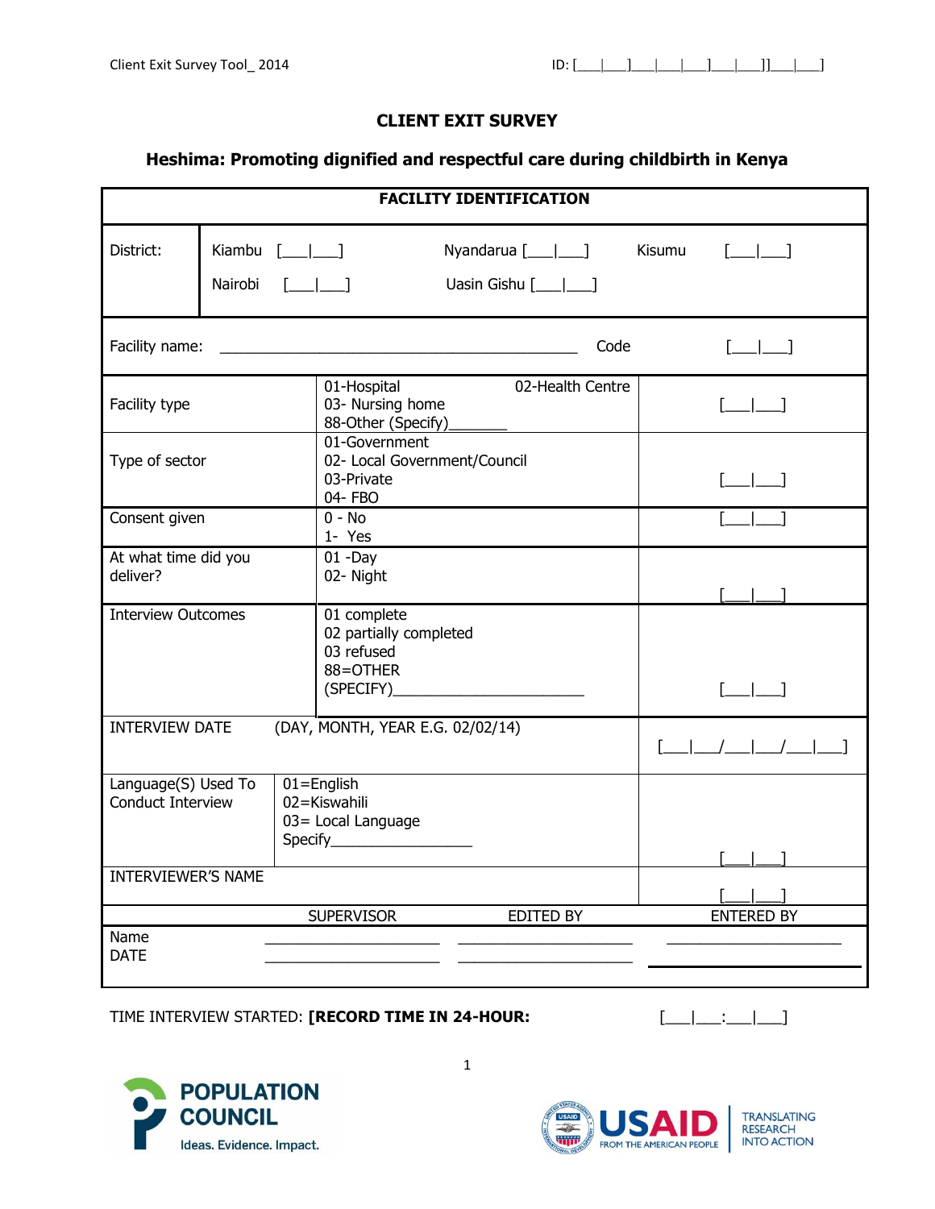Client Exit Survey Tool_ 2014 ID: [___|___]___|___|___]___|___]]___|___]

# CLIENT EXIT SURVEY

## Heshima: Promoting dignified and respectful care during childbirth in Kenya

| FACILITY IDENTIFICATION | | |
|---|---|---|
| District: | Kiambu [___|___] Nyandarua [___|___] Kisumu [___|___]<br>Nairobi [___|___] Uasin Gishu [___|___] | |
| Facility name: ____________________________________________ | Code | [___|___] |
| Facility type | 01-Hospital 02-Health Centre<br>03- Nursing home<br>88-Other (Specify)_______ | [___|___] |
| Type of sector | 01-Government<br>02- Local Government/Council<br>03-Private<br>04- FBO | [___|___] |
| Consent given | 0 - No<br>1- Yes | [___|___] |
| At what time did you deliver? | 01 -Day<br>02- Night | [___|___] |
| Interview Outcomes | 01 complete<br>02 partially completed<br>03 refused<br>88=OTHER<br>(SPECIFY)______________________ | [___|___] |
| INTERVIEW DATE | (DAY, MONTH, YEAR E.G. 02/02/14) | [___|___/___|___/___|___] |
| Language(S) Used To Conduct Interview | 01=English<br>02=Kiswahili<br>03= Local Language<br>Specify_________________ | [___|___] |
| INTERVIEWER'S NAME | | [___|___] |

| | SUPERVISOR | EDITED BY | ENTERED BY |
|---|---|---|---|
| Name | _____________________ | _____________________ | _____________________ |
| DATE | _____________________ | _____________________ | _____________________ |

TIME INTERVIEW STARTED: **[RECORD TIME IN 24-HOUR:** [___|___:___|___]

POPULATION COUNCIL
Ideas. Evidence. Impact.

USAID FROM THE AMERICAN PEOPLE | TRANSLATING RESEARCH INTO ACTION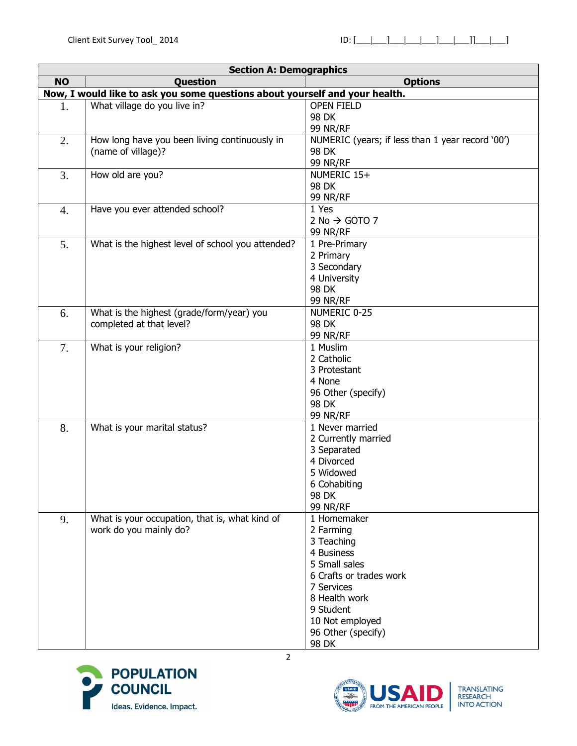| Section A: Demographics | | |
|---|---|---|
| **NO** | **Question** | **Options** |
| **Now, I would like to ask you some questions about yourself and your health.** | | |
| 1. | What village do you live in? | OPEN FIELD<br>98 DK<br>99 NR/RF |
| 2. | How long have you been living continuously in (name of village)? | NUMERIC (years; if less than 1 year record '00')<br>98 DK<br>99 NR/RF |
| 3. | How old are you? | NUMERIC 15+<br>98 DK<br>99 NR/RF |
| 4. | Have you ever attended school? | 1 Yes<br>2 No → GOTO 7<br>99 NR/RF |
| 5. | What is the highest level of school you attended? | 1 Pre-Primary<br>2 Primary<br>3 Secondary<br>4 University<br>98 DK<br>99 NR/RF |
| 6. | What is the highest (grade/form/year) you completed at that level? | NUMERIC 0-25<br>98 DK<br>99 NR/RF |
| 7. | What is your religion? | 1 Muslim<br>2 Catholic<br>3 Protestant<br>4 None<br>96 Other (specify)<br>98 DK<br>99 NR/RF |
| 8. | What is your marital status? | 1 Never married<br>2 Currently married<br>3 Separated<br>4 Divorced<br>5 Widowed<br>6 Cohabiting<br>98 DK<br>99 NR/RF |
| 9. | What is your occupation, that is, what kind of work do you mainly do? | 1 Homemaker<br>2 Farming<br>3 Teaching<br>4 Business<br>5 Small sales<br>6 Crafts or trades work<br>7 Services<br>8 Health work<br>9 Student<br>10 Not employed<br>96 Other (specify)<br>98 DK |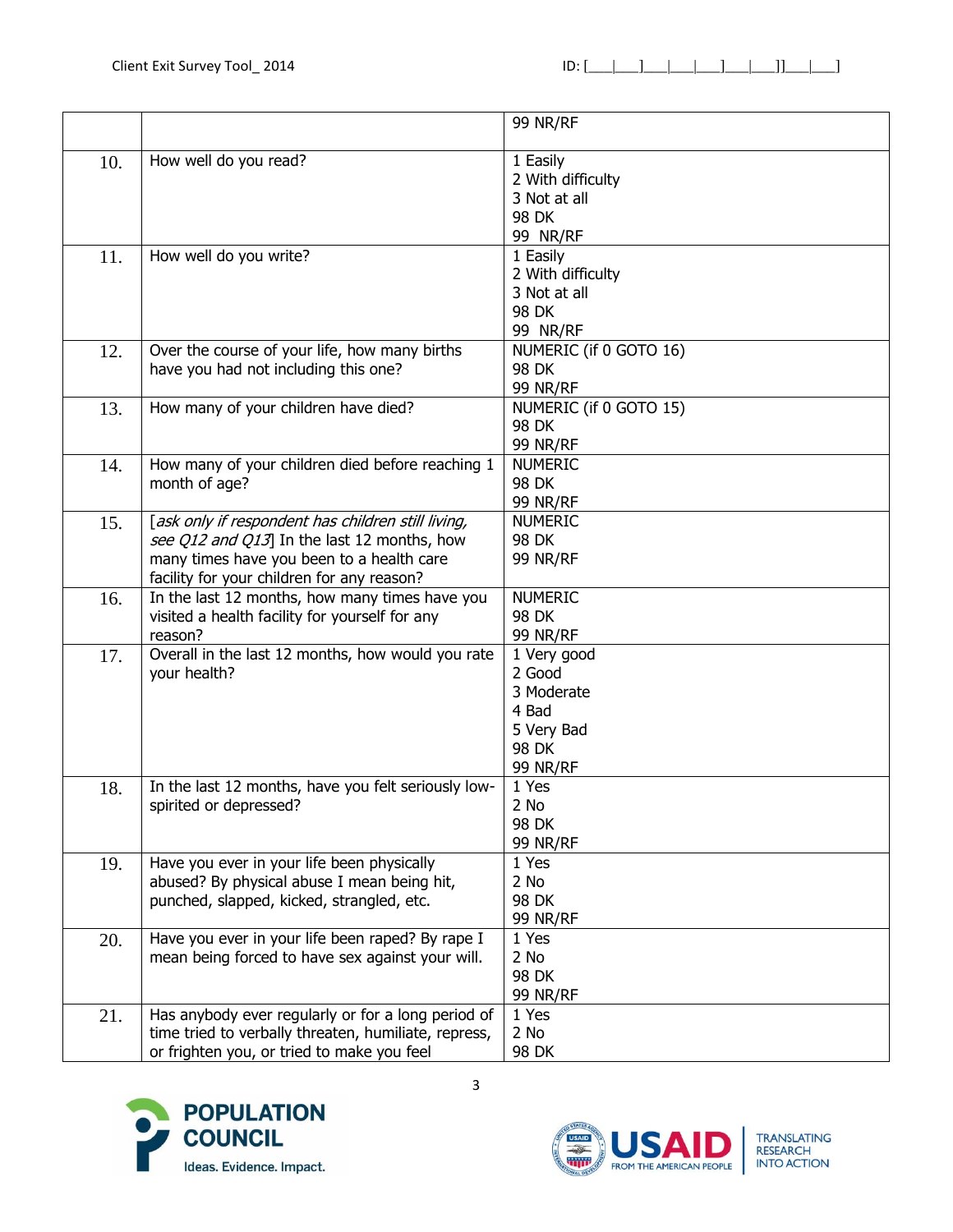| | | |
|---|---|---|
| | | 99 NR/RF |
| 10. | How well do you read? | 1 Easily<br>2 With difficulty<br>3 Not at all<br>98 DK<br>99 NR/RF |
| 11. | How well do you write? | 1 Easily<br>2 With difficulty<br>3 Not at all<br>98 DK<br>99 NR/RF |
| 12. | Over the course of your life, how many births have you had not including this one? | NUMERIC (if 0 GOTO 16)<br>98 DK<br>99 NR/RF |
| 13. | How many of your children have died? | NUMERIC (if 0 GOTO 15)<br>98 DK<br>99 NR/RF |
| 14. | How many of your children died before reaching 1 month of age? | NUMERIC<br>98 DK<br>99 NR/RF |
| 15. | [*ask only if respondent has children still living, see Q12 and Q13*] In the last 12 months, how many times have you been to a health care facility for your children for any reason? | NUMERIC<br>98 DK<br>99 NR/RF |
| 16. | In the last 12 months, how many times have you visited a health facility for yourself for any reason? | NUMERIC<br>98 DK<br>99 NR/RF |
| 17. | Overall in the last 12 months, how would you rate your health? | 1 Very good<br>2 Good<br>3 Moderate<br>4 Bad<br>5 Very Bad<br>98 DK<br>99 NR/RF |
| 18. | In the last 12 months, have you felt seriously low-spirited or depressed? | 1 Yes<br>2 No<br>98 DK<br>99 NR/RF |
| 19. | Have you ever in your life been physically abused? By physical abuse I mean being hit, punched, slapped, kicked, strangled, etc. | 1 Yes<br>2 No<br>98 DK<br>99 NR/RF |
| 20. | Have you ever in your life been raped? By rape I mean being forced to have sex against your will. | 1 Yes<br>2 No<br>98 DK<br>99 NR/RF |
| 21. | Has anybody ever regularly or for a long period of time tried to verbally threaten, humiliate, repress, or frighten you, or tried to make you feel | 1 Yes<br>2 No<br>98 DK |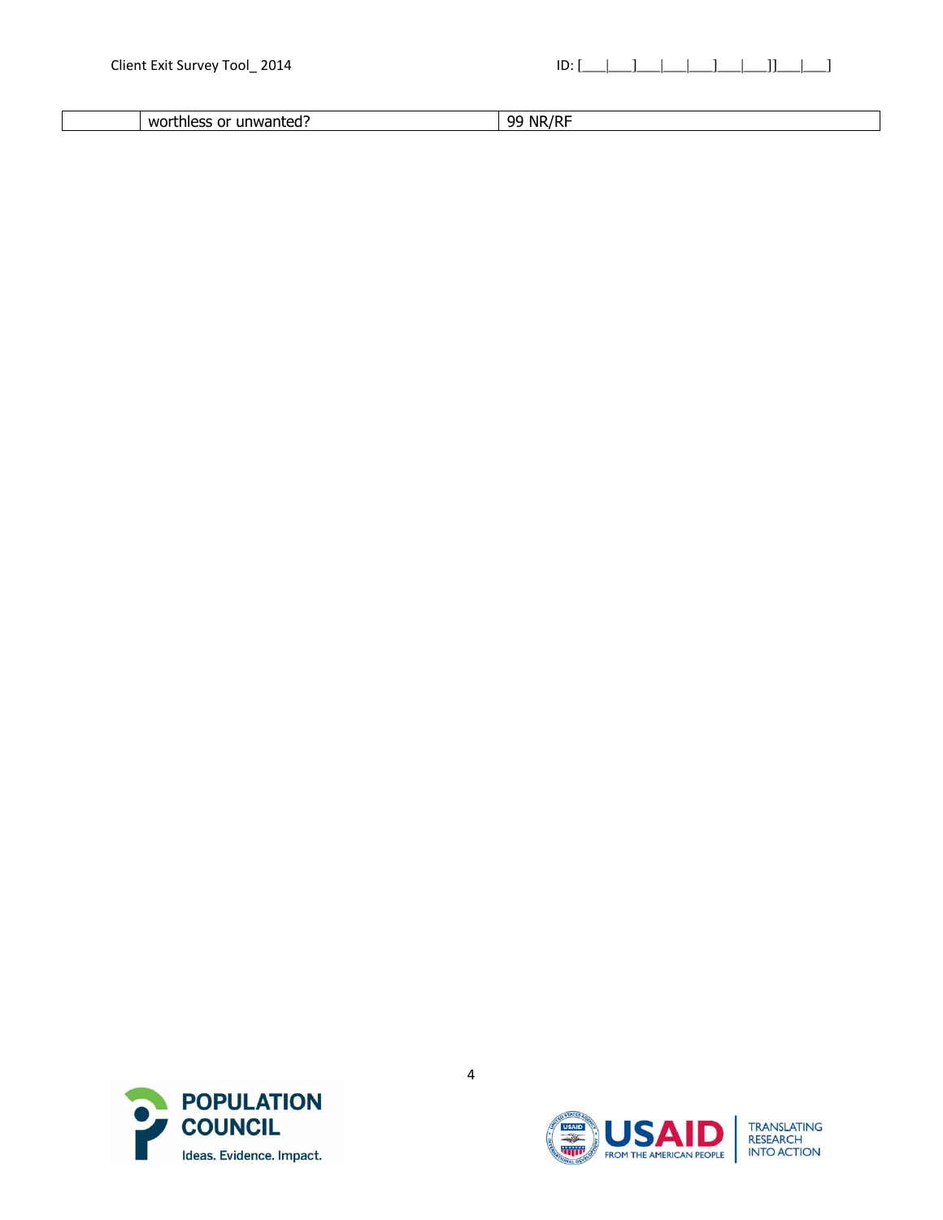|  | worthless or unwanted? | 99 NR/RF |
|---|---|---|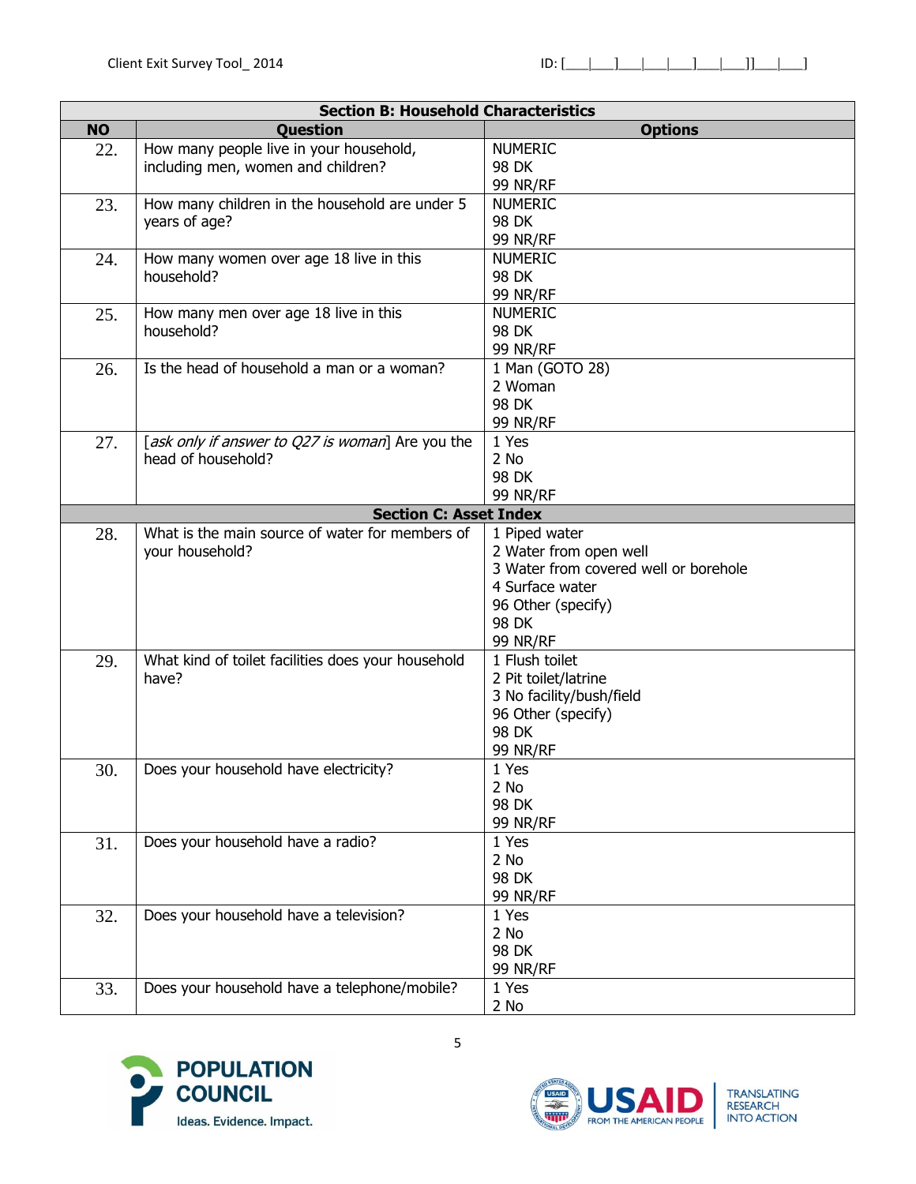| NO | Question | Options |
|---|---|---|
| **Section B: Household Characteristics** | | |
| 22. | How many people live in your household, including men, women and children? | NUMERIC<br>98 DK<br>99 NR/RF |
| 23. | How many children in the household are under 5 years of age? | NUMERIC<br>98 DK<br>99 NR/RF |
| 24. | How many women over age 18 live in this household? | NUMERIC<br>98 DK<br>99 NR/RF |
| 25. | How many men over age 18 live in this household? | NUMERIC<br>98 DK<br>99 NR/RF |
| 26. | Is the head of household a man or a woman? | 1 Man (GOTO 28)<br>2 Woman<br>98 DK<br>99 NR/RF |
| 27. | [*ask only if answer to Q27 is woman*] Are you the head of household? | 1 Yes<br>2 No<br>98 DK<br>99 NR/RF |
| **Section C: Asset Index** | | |
| 28. | What is the main source of water for members of your household? | 1 Piped water<br>2 Water from open well<br>3 Water from covered well or borehole<br>4 Surface water<br>96 Other (specify)<br>98 DK<br>99 NR/RF |
| 29. | What kind of toilet facilities does your household have? | 1 Flush toilet<br>2 Pit toilet/latrine<br>3 No facility/bush/field<br>96 Other (specify)<br>98 DK<br>99 NR/RF |
| 30. | Does your household have electricity? | 1 Yes<br>2 No<br>98 DK<br>99 NR/RF |
| 31. | Does your household have a radio? | 1 Yes<br>2 No<br>98 DK<br>99 NR/RF |
| 32. | Does your household have a television? | 1 Yes<br>2 No<br>98 DK<br>99 NR/RF |
| 33. | Does your household have a telephone/mobile? | 1 Yes<br>2 No |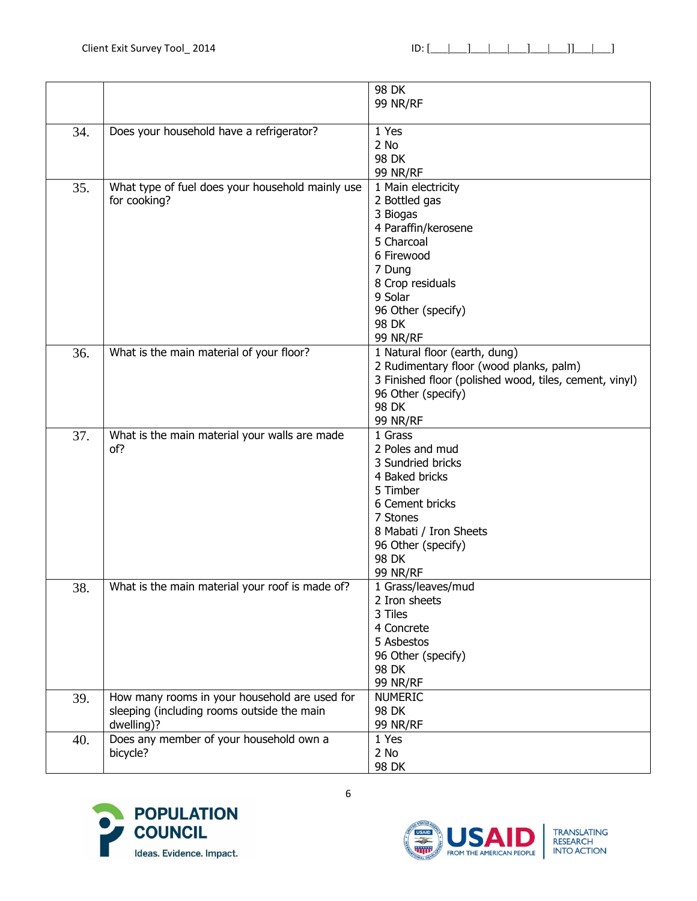|  |  |  |
|---|---|---|
|  |  | 98 DK<br>99 NR/RF |
| 34. | Does your household have a refrigerator? | 1 Yes<br>2 No<br>98 DK<br>99 NR/RF |
| 35. | What type of fuel does your household mainly use for cooking? | 1 Main electricity<br>2 Bottled gas<br>3 Biogas<br>4 Paraffin/kerosene<br>5 Charcoal<br>6 Firewood<br>7 Dung<br>8 Crop residuals<br>9 Solar<br>96 Other (specify)<br>98 DK<br>99 NR/RF |
| 36. | What is the main material of your floor? | 1 Natural floor (earth, dung)<br>2 Rudimentary floor (wood planks, palm)<br>3 Finished floor (polished wood, tiles, cement, vinyl)<br>96 Other (specify)<br>98 DK<br>99 NR/RF |
| 37. | What is the main material your walls are made of? | 1 Grass<br>2 Poles and mud<br>3 Sundried bricks<br>4 Baked bricks<br>5 Timber<br>6 Cement bricks<br>7 Stones<br>8 Mabati / Iron Sheets<br>96 Other (specify)<br>98 DK<br>99 NR/RF |
| 38. | What is the main material your roof is made of? | 1 Grass/leaves/mud<br>2 Iron sheets<br>3 Tiles<br>4 Concrete<br>5 Asbestos<br>96 Other (specify)<br>98 DK<br>99 NR/RF |
| 39. | How many rooms in your household are used for sleeping (including rooms outside the main dwelling)? | NUMERIC<br>98 DK<br>99 NR/RF |
| 40. | Does any member of your household own a bicycle? | 1 Yes<br>2 No<br>98 DK |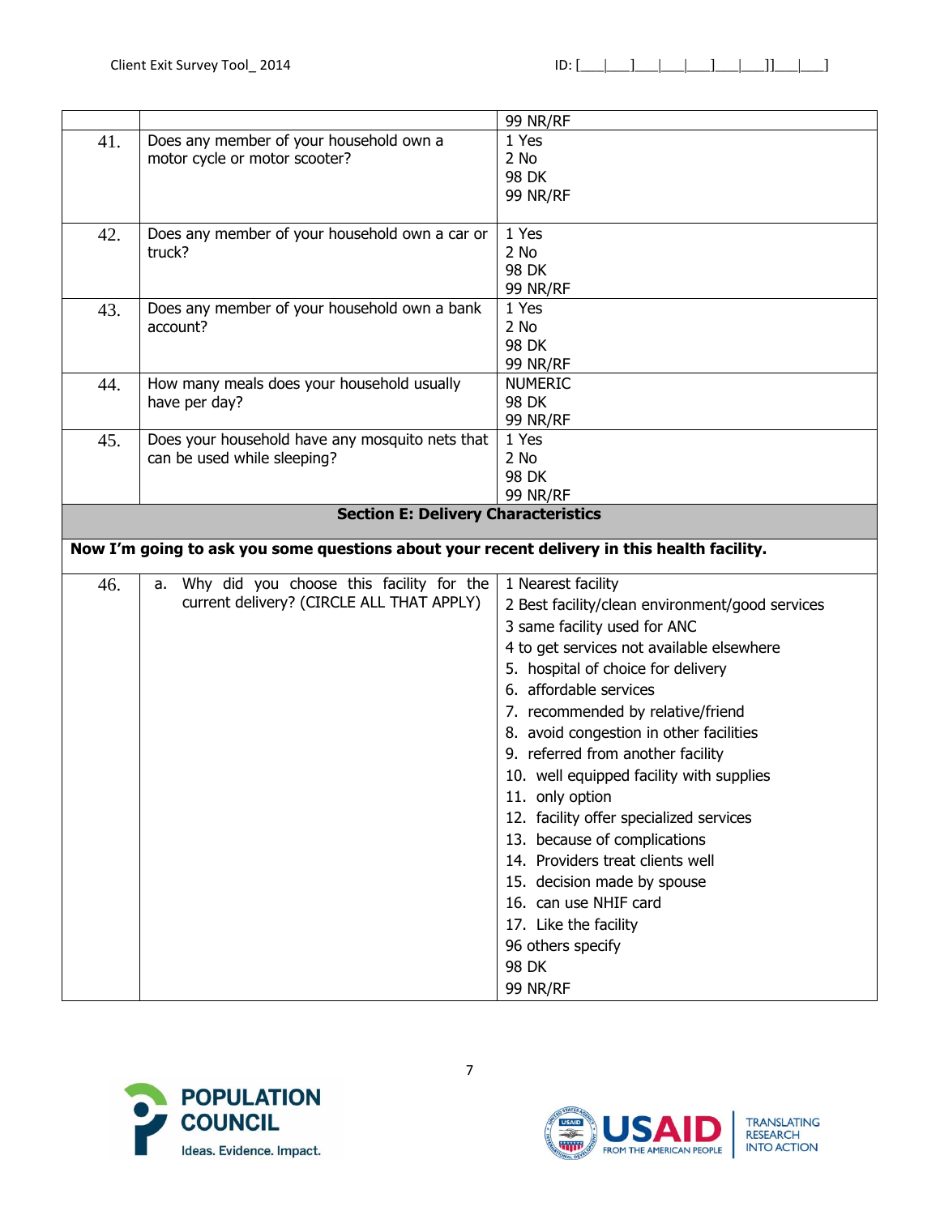| | | 99 NR/RF |
|---|---|---|
| 41. | Does any member of your household own a motor cycle or motor scooter? | 1 Yes<br>2 No<br>98 DK<br>99 NR/RF |
| 42. | Does any member of your household own a car or truck? | 1 Yes<br>2 No<br>98 DK<br>99 NR/RF |
| 43. | Does any member of your household own a bank account? | 1 Yes<br>2 No<br>98 DK<br>99 NR/RF |
| 44. | How many meals does your household usually have per day? | NUMERIC<br>98 DK<br>99 NR/RF |
| 45. | Does your household have any mosquito nets that can be used while sleeping? | 1 Yes<br>2 No<br>98 DK<br>99 NR/RF |
| **Section E: Delivery Characteristics** | | |
| **Now I'm going to ask you some questions about your recent delivery in this health facility.** | | |
| 46. | a. Why did you choose this facility for the current delivery? (CIRCLE ALL THAT APPLY) | 1 Nearest facility<br>2 Best facility/clean environment/good services<br>3 same facility used for ANC<br>4 to get services not available elsewhere<br>5. hospital of choice for delivery<br>6. affordable services<br>7. recommended by relative/friend<br>8. avoid congestion in other facilities<br>9. referred from another facility<br>10. well equipped facility with supplies<br>11. only option<br>12. facility offer specialized services<br>13. because of complications<br>14. Providers treat clients well<br>15. decision made by spouse<br>16. can use NHIF card<br>17. Like the facility<br>96 others specify<br>98 DK<br>99 NR/RF |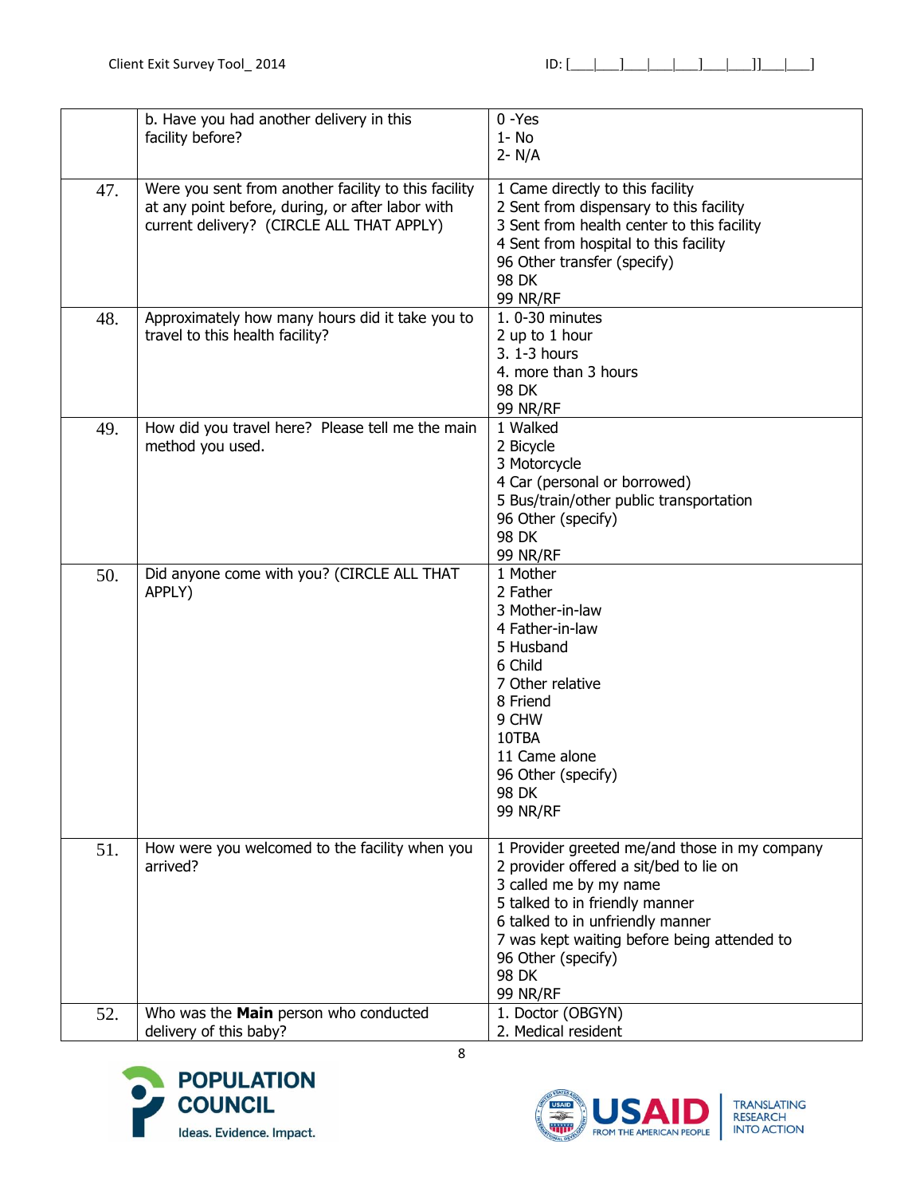|  |  |  |
| --- | --- | --- |
|  | b. Have you had another delivery in this facility before? | 0 -Yes<br>1- No<br>2- N/A |
| 47. | Were you sent from another facility to this facility at any point before, during, or after labor with current delivery? (CIRCLE ALL THAT APPLY) | 1 Came directly to this facility<br>2 Sent from dispensary to this facility<br>3 Sent from health center to this facility<br>4 Sent from hospital to this facility<br>96 Other transfer (specify)<br>98 DK<br>99 NR/RF |
| 48. | Approximately how many hours did it take you to travel to this health facility? | 1. 0-30 minutes<br>2 up to 1 hour<br>3. 1-3 hours<br>4. more than 3 hours<br>98 DK<br>99 NR/RF |
| 49. | How did you travel here? Please tell me the main method you used. | 1 Walked<br>2 Bicycle<br>3 Motorcycle<br>4 Car (personal or borrowed)<br>5 Bus/train/other public transportation<br>96 Other (specify)<br>98 DK<br>99 NR/RF |
| 50. | Did anyone come with you? (CIRCLE ALL THAT APPLY) | 1 Mother<br>2 Father<br>3 Mother-in-law<br>4 Father-in-law<br>5 Husband<br>6 Child<br>7 Other relative<br>8 Friend<br>9 CHW<br>10TBA<br>11 Came alone<br>96 Other (specify)<br>98 DK<br>99 NR/RF |
| 51. | How were you welcomed to the facility when you arrived? | 1 Provider greeted me/and those in my company<br>2 provider offered a sit/bed to lie on<br>3 called me by my name<br>5 talked to in friendly manner<br>6 talked to in unfriendly manner<br>7 was kept waiting before being attended to<br>96 Other (specify)<br>98 DK<br>99 NR/RF |
| 52. | Who was the **Main** person who conducted delivery of this baby? | 1. Doctor (OBGYN)<br>2. Medical resident |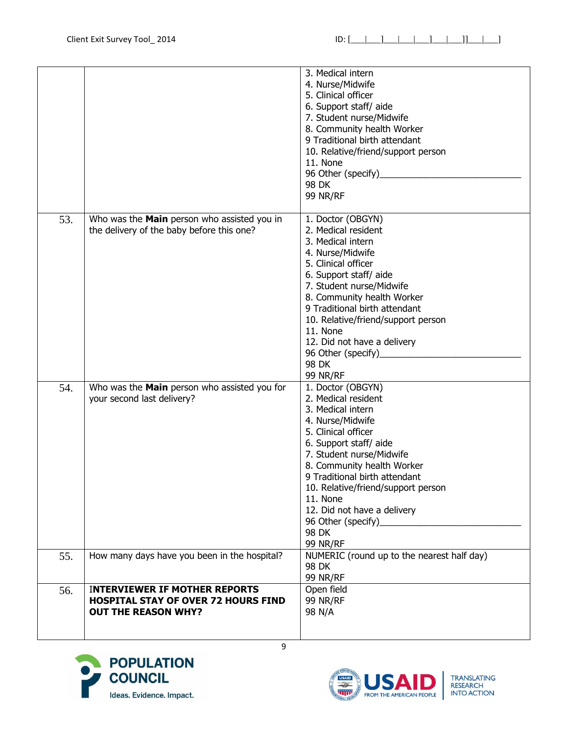|  |  |  |
|---|---|---|
|  |  | 3. Medical intern<br>4. Nurse/Midwife<br>5. Clinical officer<br>6. Support staff/ aide<br>7. Student nurse/Midwife<br>8. Community health Worker<br>9 Traditional birth attendant<br>10. Relative/friend/support person<br>11. None<br>96 Other (specify)___________________________<br>98 DK<br>99 NR/RF |
| 53. | Who was the **Main** person who assisted you in the delivery of the baby before this one? | 1. Doctor (OBGYN)<br>2. Medical resident<br>3. Medical intern<br>4. Nurse/Midwife<br>5. Clinical officer<br>6. Support staff/ aide<br>7. Student nurse/Midwife<br>8. Community health Worker<br>9 Traditional birth attendant<br>10. Relative/friend/support person<br>11. None<br>12. Did not have a delivery<br>96 Other (specify)___________________________<br>98 DK<br>99 NR/RF |
| 54. | Who was the **Main** person who assisted you for your second last delivery? | 1. Doctor (OBGYN)<br>2. Medical resident<br>3. Medical intern<br>4. Nurse/Midwife<br>5. Clinical officer<br>6. Support staff/ aide<br>7. Student nurse/Midwife<br>8. Community health Worker<br>9 Traditional birth attendant<br>10. Relative/friend/support person<br>11. None<br>12. Did not have a delivery<br>96 Other (specify)___________________________<br>98 DK<br>99 NR/RF |
| 55. | How many days have you been in the hospital? | NUMERIC (round up to the nearest half day)<br>98 DK<br>99 NR/RF |
| 56. | **INTERVIEWER IF MOTHER REPORTS HOSPITAL STAY OF OVER 72 HOURS FIND OUT THE REASON WHY?** | Open field<br>99 NR/RF<br>98 N/A |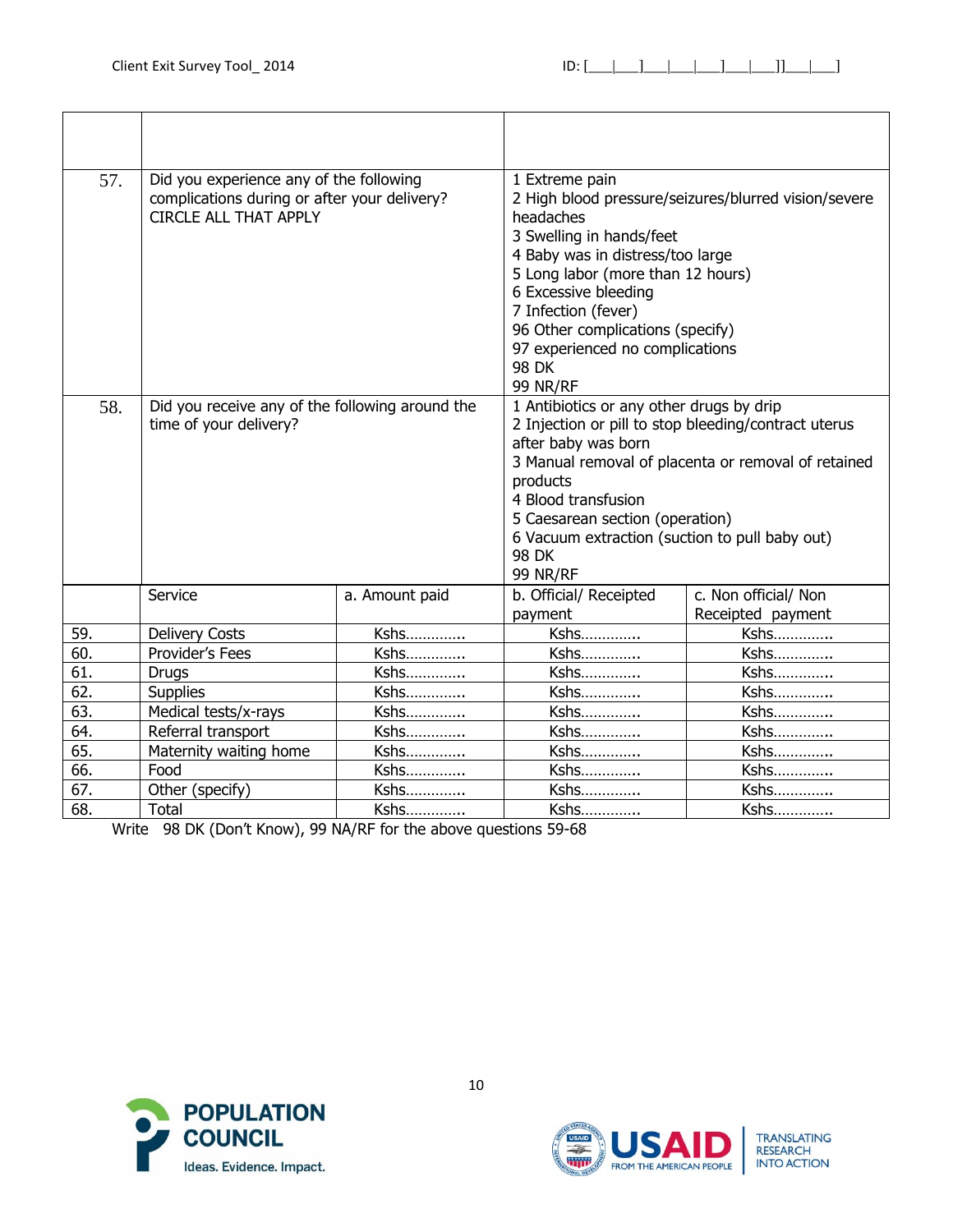| | | |
|---|---|---|
| | | |
| 57. | Did you experience any of the following complications during or after your delivery? CIRCLE ALL THAT APPLY | 1 Extreme pain<br>2 High blood pressure/seizures/blurred vision/severe headaches<br>3 Swelling in hands/feet<br>4 Baby was in distress/too large<br>5 Long labor (more than 12 hours)<br>6 Excessive bleeding<br>7 Infection (fever)<br>96 Other complications (specify)<br>97 experienced no complications<br>98 DK<br>99 NR/RF |
| 58. | Did you receive any of the following around the time of your delivery? | 1 Antibiotics or any other drugs by drip<br>2 Injection or pill to stop bleeding/contract uterus after baby was born<br>3 Manual removal of placenta or removal of retained products<br>4 Blood transfusion<br>5 Caesarean section (operation)<br>6 Vacuum extraction (suction to pull baby out)<br>98 DK<br>99 NR/RF |

| | Service | a. Amount paid | b. Official/ Receipted payment | c. Non official/ Non Receipted payment |
|---|---|---|---|---|
| 59. | Delivery Costs | Kshs…………. | Kshs…………. | Kshs…………. |
| 60. | Provider's Fees | Kshs…………. | Kshs…………. | Kshs…………. |
| 61. | Drugs | Kshs…………. | Kshs…………. | Kshs…………. |
| 62. | Supplies | Kshs…………. | Kshs…………. | Kshs…………. |
| 63. | Medical tests/x-rays | Kshs…………. | Kshs…………. | Kshs…………. |
| 64. | Referral transport | Kshs…………. | Kshs…………. | Kshs…………. |
| 65. | Maternity waiting home | Kshs…………. | Kshs…………. | Kshs…………. |
| 66. | Food | Kshs…………. | Kshs…………. | Kshs…………. |
| 67. | Other (specify) | Kshs…………. | Kshs…………. | Kshs…………. |
| 68. | Total | Kshs…………. | Kshs…………. | Kshs…………. |

Write 98 DK (Don't Know), 99 NA/RF for the above questions 59-68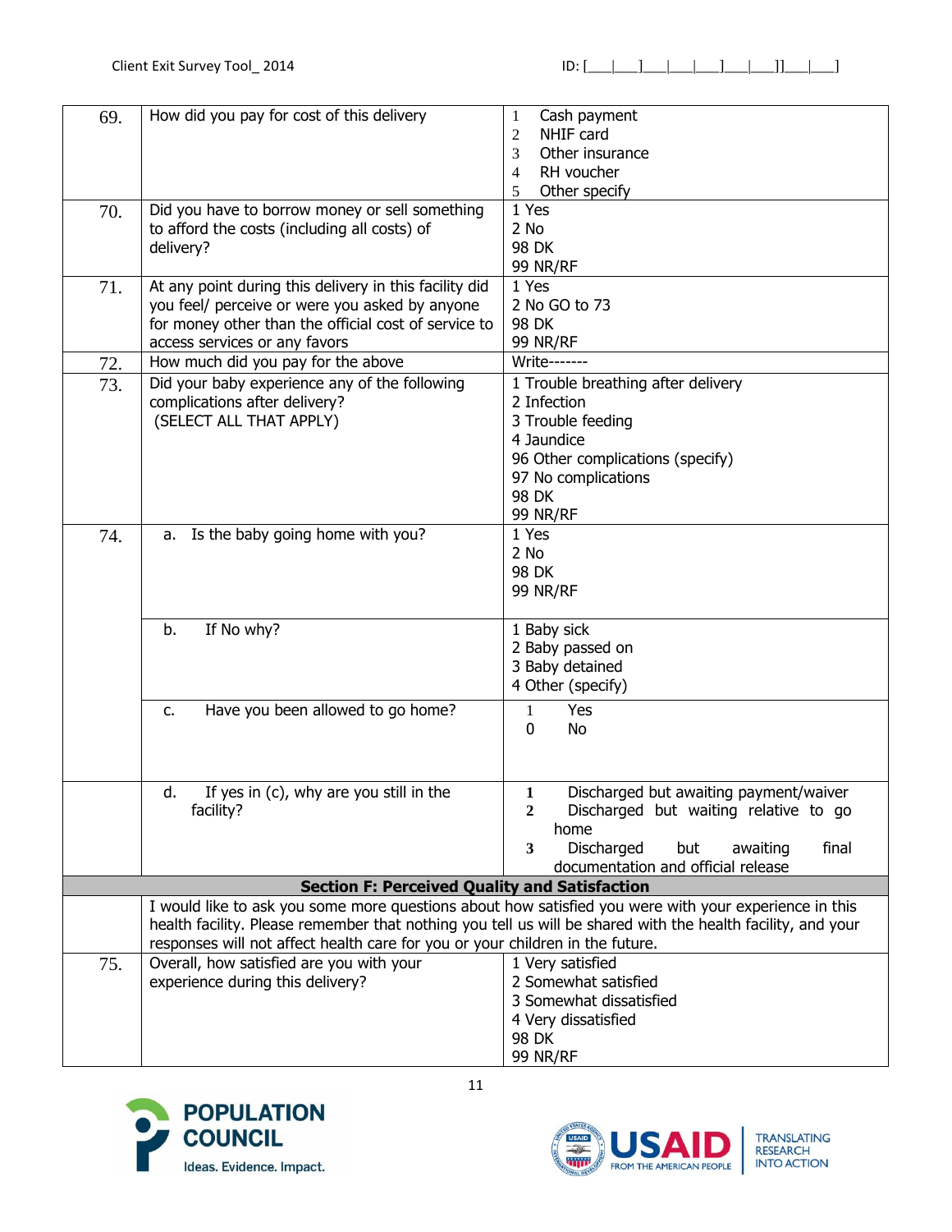| | | |
|---|---|---|
| 69. | How did you pay for cost of this delivery | 1 Cash payment<br>2 NHIF card<br>3 Other insurance<br>4 RH voucher<br>5 Other specify |
| 70. | Did you have to borrow money or sell something to afford the costs (including all costs) of delivery? | 1 Yes<br>2 No<br>98 DK<br>99 NR/RF |
| 71. | At any point during this delivery in this facility did you feel/ perceive or were you asked by anyone for money other than the official cost of service to access services or any favors | 1 Yes<br>2 No GO to 73<br>98 DK<br>99 NR/RF |
| 72. | How much did you pay for the above | Write------- |
| 73. | Did your baby experience any of the following complications after delivery?<br>(SELECT ALL THAT APPLY) | 1 Trouble breathing after delivery<br>2 Infection<br>3 Trouble feeding<br>4 Jaundice<br>96 Other complications (specify)<br>97 No complications<br>98 DK<br>99 NR/RF |
| 74. | a. Is the baby going home with you? | 1 Yes<br>2 No<br>98 DK<br>99 NR/RF |
| | b. If No why? | 1 Baby sick<br>2 Baby passed on<br>3 Baby detained<br>4 Other (specify) |
| | c. Have you been allowed to go home? | 1 Yes<br>0 No |
| | d. If yes in (c), why are you still in the facility? | **1** Discharged but awaiting payment/waiver<br>**2** Discharged but waiting relative to go home<br>**3** Discharged but awaiting final documentation and official release |
| | **Section F: Perceived Quality and Satisfaction** | |
| | I would like to ask you some more questions about how satisfied you were with your experience in this health facility. Please remember that nothing you tell us will be shared with the health facility, and your responses will not affect health care for you or your children in the future. | |
| 75. | Overall, how satisfied are you with your experience during this delivery? | 1 Very satisfied<br>2 Somewhat satisfied<br>3 Somewhat dissatisfied<br>4 Very dissatisfied<br>98 DK<br>99 NR/RF |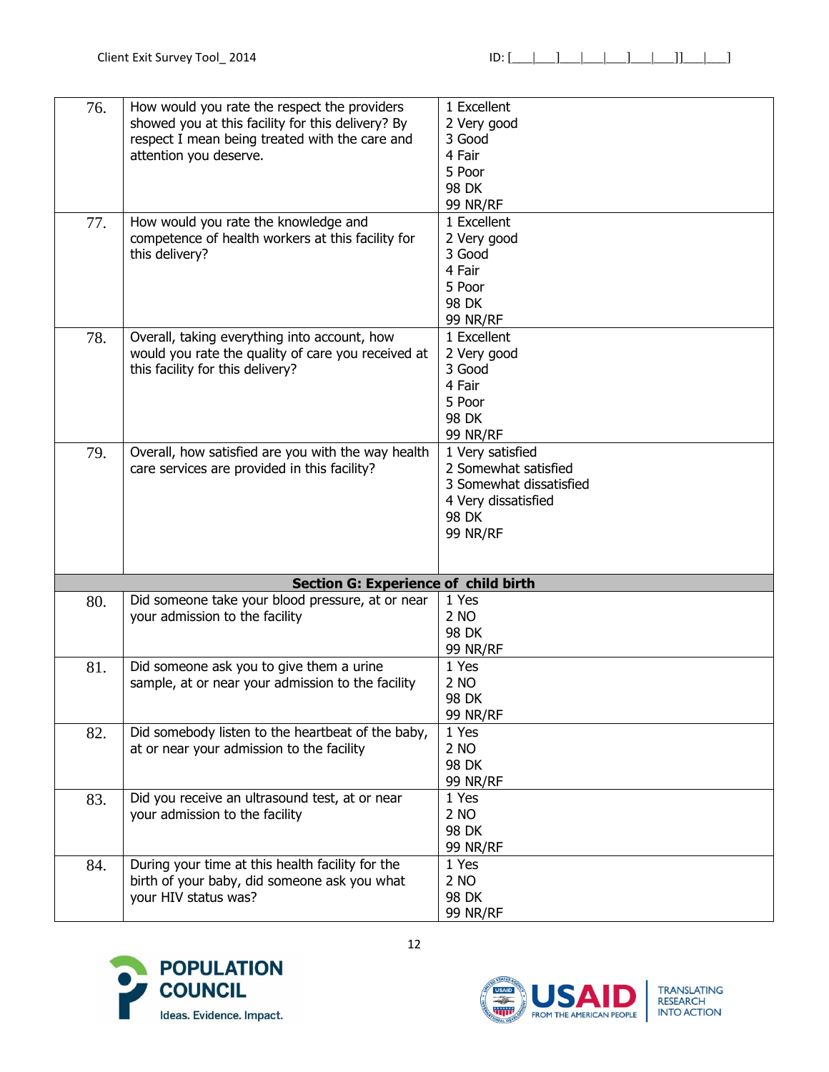| | | |
|---|---|---|
| 76. | How would you rate the respect the providers showed you at this facility for this delivery? By respect I mean being treated with the care and attention you deserve. | 1 Excellent<br>2 Very good<br>3 Good<br>4 Fair<br>5 Poor<br>98 DK<br>99 NR/RF |
| 77. | How would you rate the knowledge and competence of health workers at this facility for this delivery? | 1 Excellent<br>2 Very good<br>3 Good<br>4 Fair<br>5 Poor<br>98 DK<br>99 NR/RF |
| 78. | Overall, taking everything into account, how would you rate the quality of care you received at this facility for this delivery? | 1 Excellent<br>2 Very good<br>3 Good<br>4 Fair<br>5 Poor<br>98 DK<br>99 NR/RF |
| 79. | Overall, how satisfied are you with the way health care services are provided in this facility? | 1 Very satisfied<br>2 Somewhat satisfied<br>3 Somewhat dissatisfied<br>4 Very dissatisfied<br>98 DK<br>99 NR/RF |
| | **Section G: Experience of child birth** | |
| 80. | Did someone take your blood pressure, at or near your admission to the facility | 1 Yes<br>2 NO<br>98 DK<br>99 NR/RF |
| 81. | Did someone ask you to give them a urine sample, at or near your admission to the facility | 1 Yes<br>2 NO<br>98 DK<br>99 NR/RF |
| 82. | Did somebody listen to the heartbeat of the baby, at or near your admission to the facility | 1 Yes<br>2 NO<br>98 DK<br>99 NR/RF |
| 83. | Did you receive an ultrasound test, at or near your admission to the facility | 1 Yes<br>2 NO<br>98 DK<br>99 NR/RF |
| 84. | During your time at this health facility for the birth of your baby, did someone ask you what your HIV status was? | 1 Yes<br>2 NO<br>98 DK<br>99 NR/RF |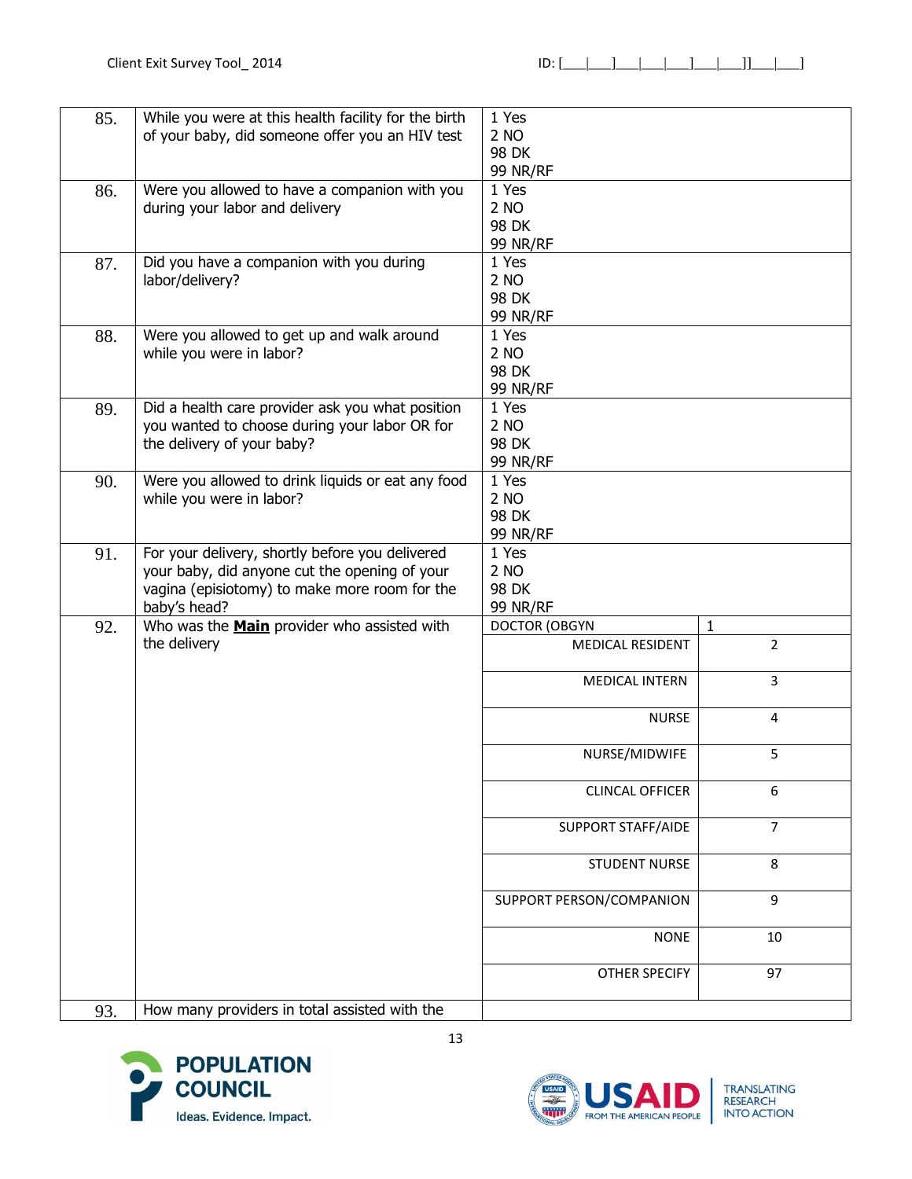| | | | |
|---|---|---|---|
| 85. | While you were at this health facility for the birth of your baby, did someone offer you an HIV test | 1 Yes<br>2 NO<br>98 DK<br>99 NR/RF | |
| 86. | Were you allowed to have a companion with you during your labor and delivery | 1 Yes<br>2 NO<br>98 DK<br>99 NR/RF | |
| 87. | Did you have a companion with you during labor/delivery? | 1 Yes<br>2 NO<br>98 DK<br>99 NR/RF | |
| 88. | Were you allowed to get up and walk around while you were in labor? | 1 Yes<br>2 NO<br>98 DK<br>99 NR/RF | |
| 89. | Did a health care provider ask you what position you wanted to choose during your labor OR for the delivery of your baby? | 1 Yes<br>2 NO<br>98 DK<br>99 NR/RF | |
| 90. | Were you allowed to drink liquids or eat any food while you were in labor? | 1 Yes<br>2 NO<br>98 DK<br>99 NR/RF | |
| 91. | For your delivery, shortly before you delivered your baby, did anyone cut the opening of your vagina (episiotomy) to make more room for the baby's head? | 1 Yes<br>2 NO<br>98 DK<br>99 NR/RF | |
| 92. | Who was the **Main** provider who assisted with the delivery | DOCTOR (OBGYN | 1 |
| | | MEDICAL RESIDENT | 2 |
| | | MEDICAL INTERN | 3 |
| | | NURSE | 4 |
| | | NURSE/MIDWIFE | 5 |
| | | CLINCAL OFFICER | 6 |
| | | SUPPORT STAFF/AIDE | 7 |
| | | STUDENT NURSE | 8 |
| | | SUPPORT PERSON/COMPANION | 9 |
| | | NONE | 10 |
| | | OTHER SPECIFY | 97 |
| 93. | How many providers in total assisted with the | | |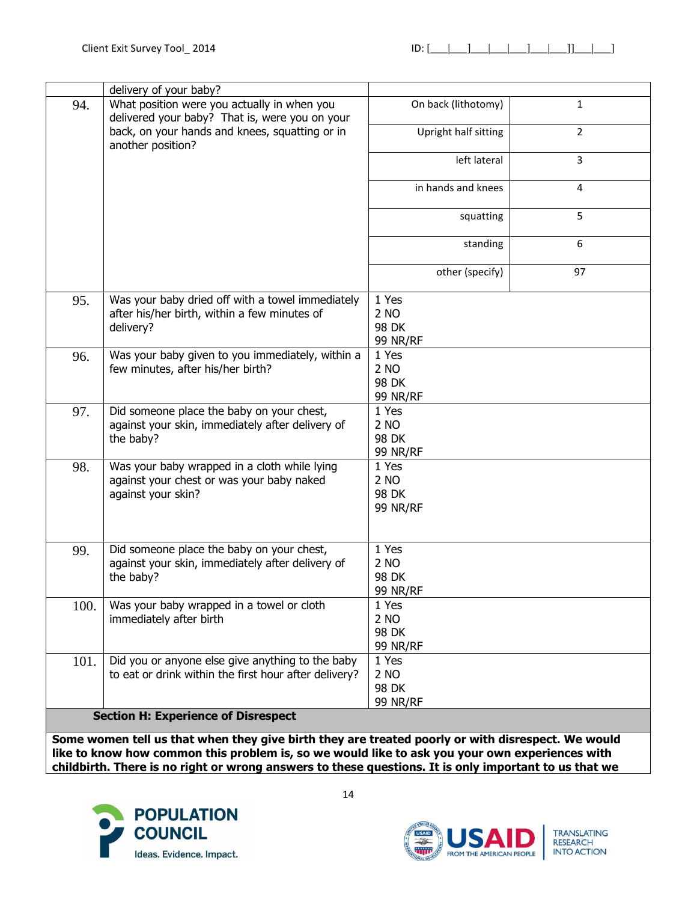| | | | |
|---|---|---|---|
| | delivery of your baby? | | |
| 94. | What position were you actually in when you delivered your baby? That is, were you on your back, on your hands and knees, squatting or in another position? | On back (lithotomy) | 1 |
| | | Upright half sitting | 2 |
| | | left lateral | 3 |
| | | in hands and knees | 4 |
| | | squatting | 5 |
| | | standing | 6 |
| | | other (specify) | 97 |
| 95. | Was your baby dried off with a towel immediately after his/her birth, within a few minutes of delivery? | 1 Yes<br>2 NO<br>98 DK<br>99 NR/RF | |
| 96. | Was your baby given to you immediately, within a few minutes, after his/her birth? | 1 Yes<br>2 NO<br>98 DK<br>99 NR/RF | |
| 97. | Did someone place the baby on your chest, against your skin, immediately after delivery of the baby? | 1 Yes<br>2 NO<br>98 DK<br>99 NR/RF | |
| 98. | Was your baby wrapped in a cloth while lying against your chest or was your baby naked against your skin? | 1 Yes<br>2 NO<br>98 DK<br>99 NR/RF | |
| 99. | Did someone place the baby on your chest, against your skin, immediately after delivery of the baby? | 1 Yes<br>2 NO<br>98 DK<br>99 NR/RF | |
| 100. | Was your baby wrapped in a towel or cloth immediately after birth | 1 Yes<br>2 NO<br>98 DK<br>99 NR/RF | |
| 101. | Did you or anyone else give anything to the baby to eat or drink within the first hour after delivery? | 1 Yes<br>2 NO<br>98 DK<br>99 NR/RF | |

**Section H: Experience of Disrespect**

**Some women tell us that when they give birth they are treated poorly or with disrespect. We would like to know how common this problem is, so we would like to ask you your own experiences with childbirth. There is no right or wrong answers to these questions. It is only important to us that we**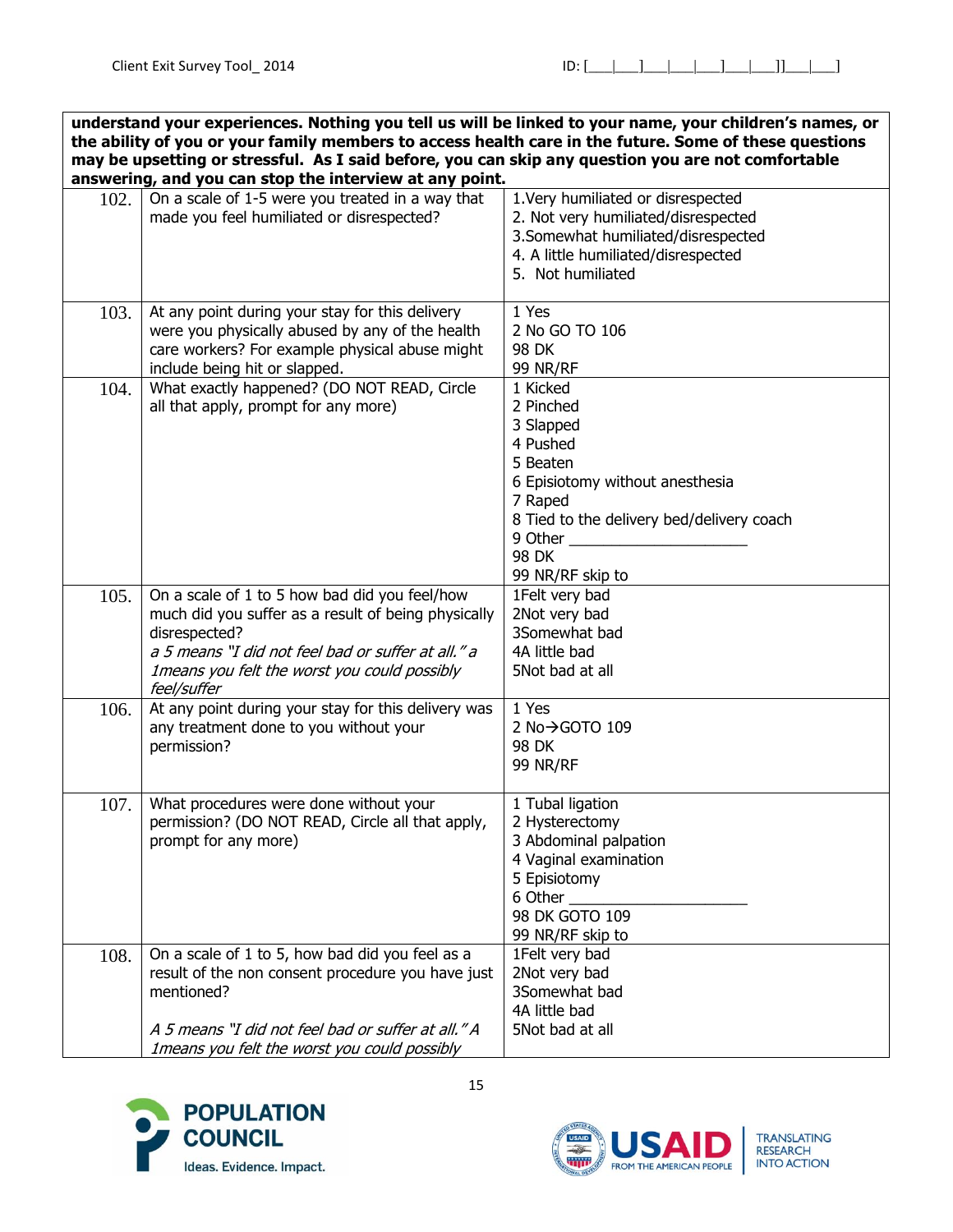**understand your experiences. Nothing you tell us will be linked to your name, your children's names, or the ability of you or your family members to access health care in the future. Some of these questions may be upsetting or stressful. As I said before, you can skip any question you are not comfortable answering, and you can stop the interview at any point.**

| | | |
|---|---|---|
| 102. | On a scale of 1-5 were you treated in a way that made you feel humiliated or disrespected? | 1.Very humiliated or disrespected<br>2. Not very humiliated/disrespected<br>3.Somewhat humiliated/disrespected<br>4. A little humiliated/disrespected<br>5. Not humiliated |
| 103. | At any point during your stay for this delivery were you physically abused by any of the health care workers? For example physical abuse might include being hit or slapped. | 1 Yes<br>2 No GO TO 106<br>98 DK<br>99 NR/RF |
| 104. | What exactly happened? (DO NOT READ, Circle all that apply, prompt for any more) | 1 Kicked<br>2 Pinched<br>3 Slapped<br>4 Pushed<br>5 Beaten<br>6 Episiotomy without anesthesia<br>7 Raped<br>8 Tied to the delivery bed/delivery coach<br>9 Other ____________________<br>98 DK<br>99 NR/RF skip to |
| 105. | On a scale of 1 to 5 how bad did you feel/how much did you suffer as a result of being physically disrespected?<br>*a 5 means "I did not feel bad or suffer at all." a 1means you felt the worst you could possibly feel/suffer* | 1Felt very bad<br>2Not very bad<br>3Somewhat bad<br>4A little bad<br>5Not bad at all |
| 106. | At any point during your stay for this delivery was any treatment done to you without your permission? | 1 Yes<br>2 No→GOTO 109<br>98 DK<br>99 NR/RF |
| 107. | What procedures were done without your permission? (DO NOT READ, Circle all that apply, prompt for any more) | 1 Tubal ligation<br>2 Hysterectomy<br>3 Abdominal palpation<br>4 Vaginal examination<br>5 Episiotomy<br>6 Other ____________________<br>98 DK GOTO 109<br>99 NR/RF skip to |
| 108. | On a scale of 1 to 5, how bad did you feel as a result of the non consent procedure you have just mentioned?<br><br>*A 5 means "I did not feel bad or suffer at all." A 1means you felt the worst you could possibly* | 1Felt very bad<br>2Not very bad<br>3Somewhat bad<br>4A little bad<br>5Not bad at all |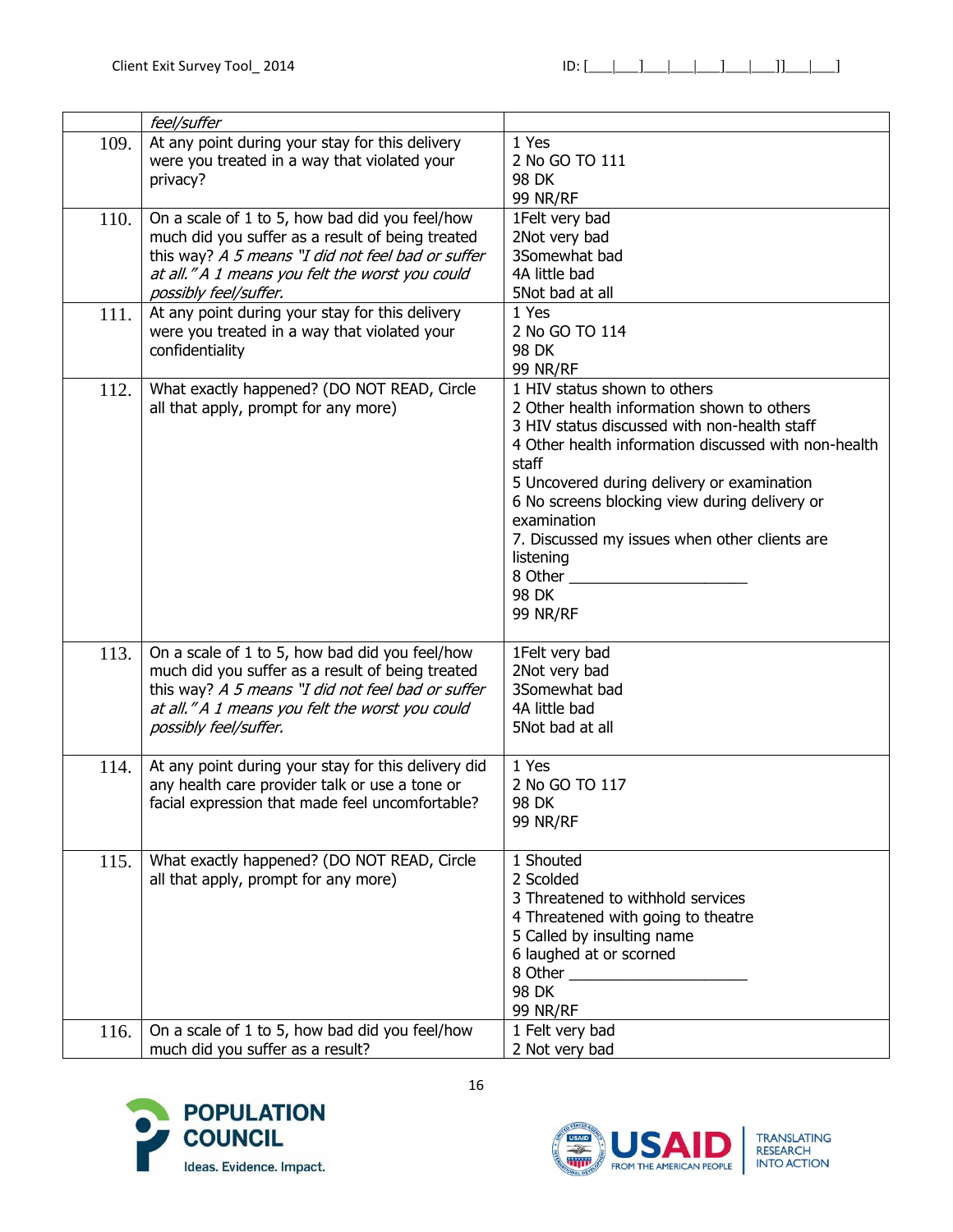| | | |
|---|---|---|
| | *feel/suffer* | |
| 109. | At any point during your stay for this delivery were you treated in a way that violated your privacy? | 1 Yes<br>2 No GO TO 111<br>98 DK<br>99 NR/RF |
| 110. | On a scale of 1 to 5, how bad did you feel/how much did you suffer as a result of being treated this way? *A 5 means "I did not feel bad or suffer at all." A 1 means you felt the worst you could possibly feel/suffer.* | 1Felt very bad<br>2Not very bad<br>3Somewhat bad<br>4A little bad<br>5Not bad at all |
| 111. | At any point during your stay for this delivery were you treated in a way that violated your confidentiality | 1 Yes<br>2 No GO TO 114<br>98 DK<br>99 NR/RF |
| 112. | What exactly happened? (DO NOT READ, Circle all that apply, prompt for any more) | 1 HIV status shown to others<br>2 Other health information shown to others<br>3 HIV status discussed with non-health staff<br>4 Other health information discussed with non-health staff<br>5 Uncovered during delivery or examination<br>6 No screens blocking view during delivery or examination<br>7. Discussed my issues when other clients are listening<br>8 Other ____________________<br>98 DK<br>99 NR/RF |
| 113. | On a scale of 1 to 5, how bad did you feel/how much did you suffer as a result of being treated this way? *A 5 means "I did not feel bad or suffer at all." A 1 means you felt the worst you could possibly feel/suffer.* | 1Felt very bad<br>2Not very bad<br>3Somewhat bad<br>4A little bad<br>5Not bad at all |
| 114. | At any point during your stay for this delivery did any health care provider talk or use a tone or facial expression that made feel uncomfortable? | 1 Yes<br>2 No GO TO 117<br>98 DK<br>99 NR/RF |
| 115. | What exactly happened? (DO NOT READ, Circle all that apply, prompt for any more) | 1 Shouted<br>2 Scolded<br>3 Threatened to withhold services<br>4 Threatened with going to theatre<br>5 Called by insulting name<br>6 laughed at or scorned<br>8 Other ____________________<br>98 DK<br>99 NR/RF |
| 116. | On a scale of 1 to 5, how bad did you feel/how much did you suffer as a result? | 1 Felt very bad<br>2 Not very bad |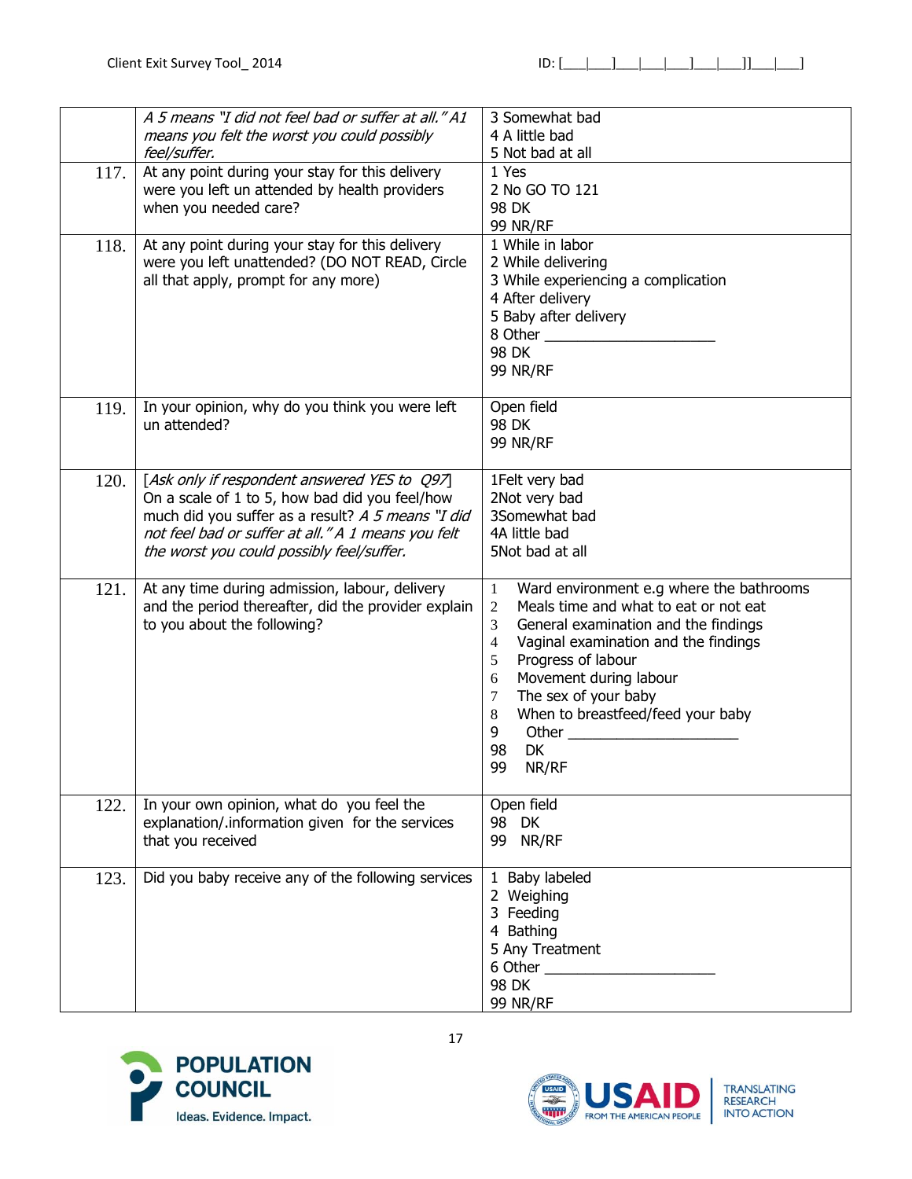| | | |
|---|---|---|
| | *A 5 means "I did not feel bad or suffer at all." A1 means you felt the worst you could possibly feel/suffer.* | 3 Somewhat bad<br>4 A little bad<br>5 Not bad at all |
| 117. | At any point during your stay for this delivery were you left un attended by health providers when you needed care? | 1 Yes<br>2 No GO TO 121<br>98 DK<br>99 NR/RF |
| 118. | At any point during your stay for this delivery were you left unattended? (DO NOT READ, Circle all that apply, prompt for any more) | 1 While in labor<br>2 While delivering<br>3 While experiencing a complication<br>4 After delivery<br>5 Baby after delivery<br>8 Other ____________________<br>98 DK<br>99 NR/RF |
| 119. | In your opinion, why do you think you were left un attended? | Open field<br>98 DK<br>99 NR/RF |
| 120. | [*Ask only if respondent answered YES to Q97*] On a scale of 1 to 5, how bad did you feel/how much did you suffer as a result? *A 5 means "I did not feel bad or suffer at all." A 1 means you felt the worst you could possibly feel/suffer.* | 1Felt very bad<br>2Not very bad<br>3Somewhat bad<br>4A little bad<br>5Not bad at all |
| 121. | At any time during admission, labour, delivery and the period thereafter, did the provider explain to you about the following? | 1 Ward environment e.g where the bathrooms<br>2 Meals time and what to eat or not eat<br>3 General examination and the findings<br>4 Vaginal examination and the findings<br>5 Progress of labour<br>6 Movement during labour<br>7 The sex of your baby<br>8 When to breastfeed/feed your baby<br>9 Other ____________________<br>98 DK<br>99 NR/RF |
| 122. | In your own opinion, what do you feel the explanation/.information given for the services that you received | Open field<br>98 DK<br>99 NR/RF |
| 123. | Did you baby receive any of the following services | 1 Baby labeled<br>2 Weighing<br>3 Feeding<br>4 Bathing<br>5 Any Treatment<br>6 Other ____________________<br>98 DK<br>99 NR/RF |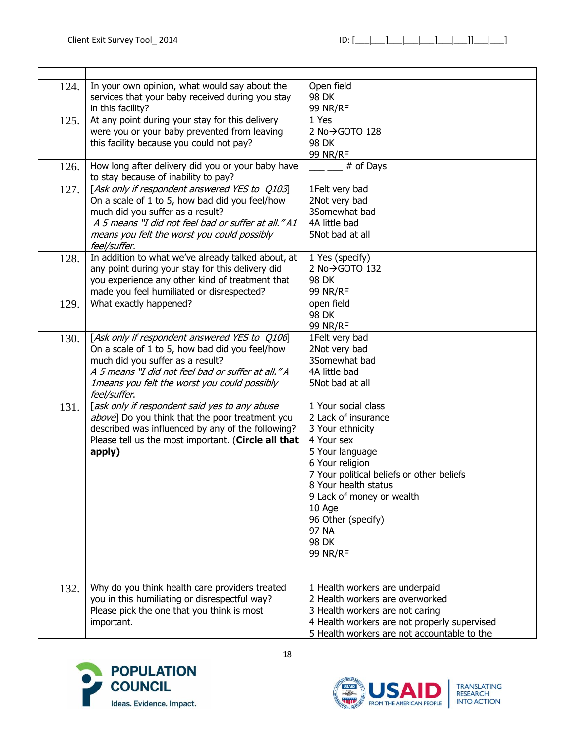| | | |
|---|---|---|
| 124. | In your own opinion, what would say about the services that your baby received during you stay in this facility? | Open field<br>98 DK<br>99 NR/RF |
| 125. | At any point during your stay for this delivery were you or your baby prevented from leaving this facility because you could not pay? | 1 Yes<br>2 No→GOTO 128<br>98 DK<br>99 NR/RF |
| 126. | How long after delivery did you or your baby have to stay because of inability to pay? | ___ ___ # of Days |
| 127. | [*Ask only if respondent answered YES to Q103*]<br>On a scale of 1 to 5, how bad did you feel/how much did you suffer as a result?<br>*A 5 means "I did not feel bad or suffer at all." A1 means you felt the worst you could possibly feel/suffer.* | 1Felt very bad<br>2Not very bad<br>3Somewhat bad<br>4A little bad<br>5Not bad at all |
| 128. | In addition to what we've already talked about, at any point during your stay for this delivery did you experience any other kind of treatment that made you feel humiliated or disrespected? | 1 Yes (specify)<br>2 No→GOTO 132<br>98 DK<br>99 NR/RF |
| 129. | What exactly happened? | open field<br>98 DK<br>99 NR/RF |
| 130. | [*Ask only if respondent answered YES to Q106*]<br>On a scale of 1 to 5, how bad did you feel/how much did you suffer as a result?<br>*A 5 means "I did not feel bad or suffer at all." A 1means you felt the worst you could possibly feel/suffer.* | 1Felt very bad<br>2Not very bad<br>3Somewhat bad<br>4A little bad<br>5Not bad at all |
| 131. | [*ask only if respondent said yes to any abuse above*] Do you think that the poor treatment you described was influenced by any of the following? Please tell us the most important. (**Circle all that apply)** | 1 Your social class<br>2 Lack of insurance<br>3 Your ethnicity<br>4 Your sex<br>5 Your language<br>6 Your religion<br>7 Your political beliefs or other beliefs<br>8 Your health status<br>9 Lack of money or wealth<br>10 Age<br>96 Other (specify)<br>97 NA<br>98 DK<br>99 NR/RF |
| 132. | Why do you think health care providers treated you in this humiliating or disrespectful way? Please pick the one that you think is most important. | 1 Health workers are underpaid<br>2 Health workers are overworked<br>3 Health workers are not caring<br>4 Health workers are not properly supervised<br>5 Health workers are not accountable to the |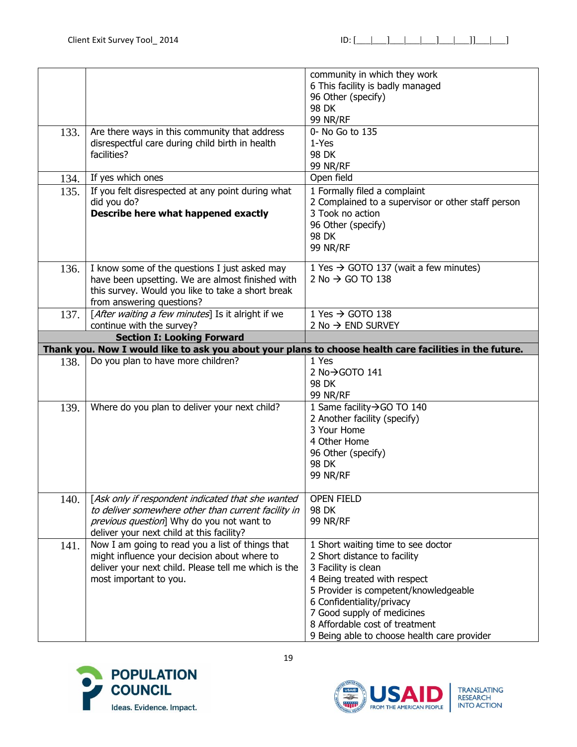| | | |
|---|---|---|
| | | community in which they work<br>6 This facility is badly managed<br>96 Other (specify)<br>98 DK<br>99 NR/RF |
| 133. | Are there ways in this community that address disrespectful care during child birth in health facilities? | 0- No Go to 135<br>1-Yes<br>98 DK<br>99 NR/RF |
| 134. | If yes which ones | Open field |
| 135. | If you felt disrespected at any point during what did you do?<br>**Describe here what happened exactly** | 1 Formally filed a complaint<br>2 Complained to a supervisor or other staff person<br>3 Took no action<br>96 Other (specify)<br>98 DK<br>99 NR/RF |
| 136. | I know some of the questions I just asked may have been upsetting. We are almost finished with this survey. Would you like to take a short break from answering questions? | 1 Yes → GOTO 137 (wait a few minutes)<br>2 No → GO TO 138 |
| 137. | [*After waiting a few minutes*] Is it alright if we continue with the survey? | 1 Yes → GOTO 138<br>2 No → END SURVEY |
| | **Section I: Looking Forward** | |
| | **Thank you. Now I would like to ask you about your plans to choose health care facilities in the future.** | |
| 138. | Do you plan to have more children? | 1 Yes<br>2 No→GOTO 141<br>98 DK<br>99 NR/RF |
| 139. | Where do you plan to deliver your next child? | 1 Same facility→GO TO 140<br>2 Another facility (specify)<br>3 Your Home<br>4 Other Home<br>96 Other (specify)<br>98 DK<br>99 NR/RF |
| 140. | [*Ask only if respondent indicated that she wanted to deliver somewhere other than current facility in previous question*] Why do you not want to deliver your next child at this facility? | OPEN FIELD<br>98 DK<br>99 NR/RF |
| 141. | Now I am going to read you a list of things that might influence your decision about where to deliver your next child. Please tell me which is the most important to you. | 1 Short waiting time to see doctor<br>2 Short distance to facility<br>3 Facility is clean<br>4 Being treated with respect<br>5 Provider is competent/knowledgeable<br>6 Confidentiality/privacy<br>7 Good supply of medicines<br>8 Affordable cost of treatment<br>9 Being able to choose health care provider |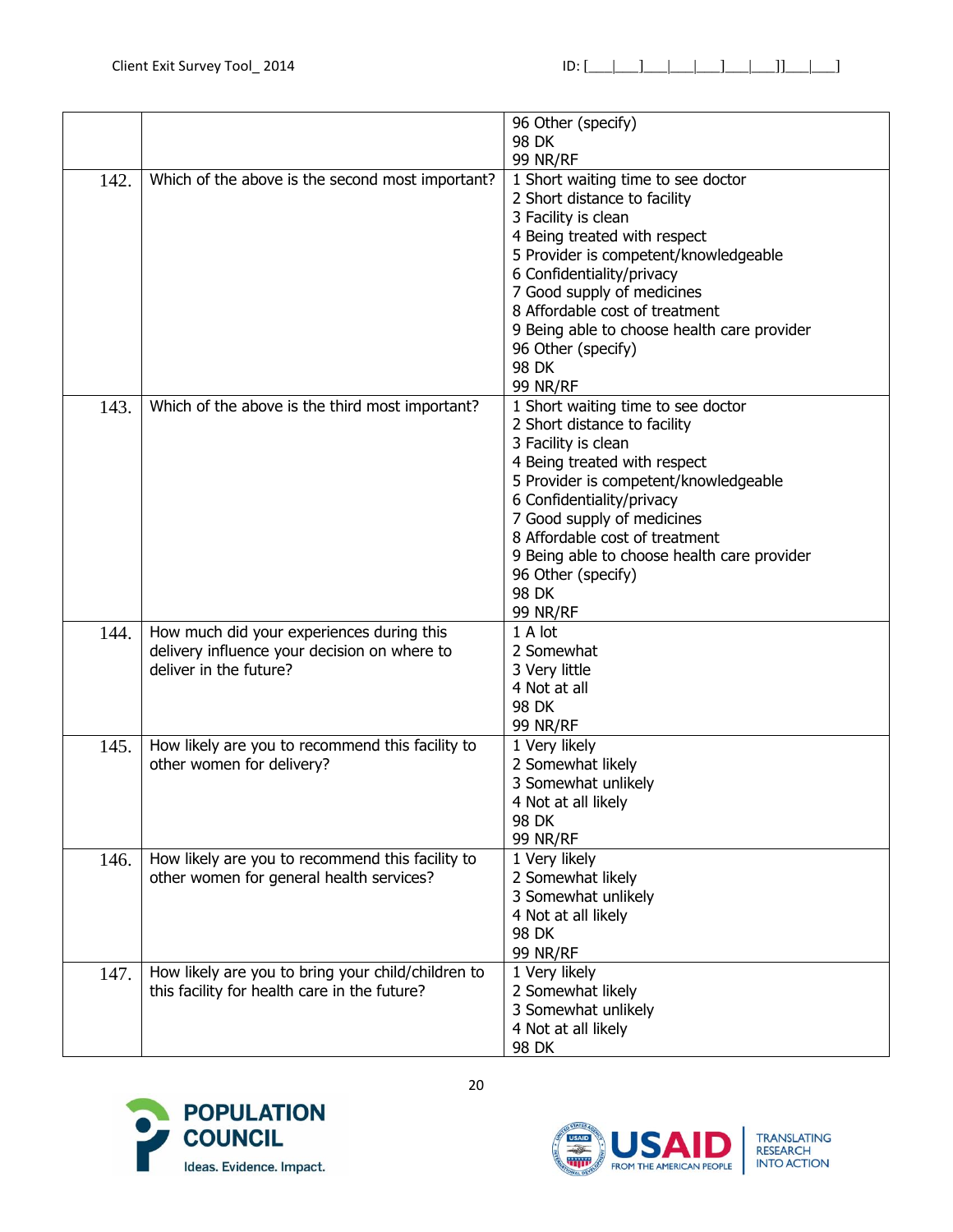| | | |
|---|---|---|
| | | 96 Other (specify)<br>98 DK<br>99 NR/RF |
| 142. | Which of the above is the second most important? | 1 Short waiting time to see doctor<br>2 Short distance to facility<br>3 Facility is clean<br>4 Being treated with respect<br>5 Provider is competent/knowledgeable<br>6 Confidentiality/privacy<br>7 Good supply of medicines<br>8 Affordable cost of treatment<br>9 Being able to choose health care provider<br>96 Other (specify)<br>98 DK<br>99 NR/RF |
| 143. | Which of the above is the third most important? | 1 Short waiting time to see doctor<br>2 Short distance to facility<br>3 Facility is clean<br>4 Being treated with respect<br>5 Provider is competent/knowledgeable<br>6 Confidentiality/privacy<br>7 Good supply of medicines<br>8 Affordable cost of treatment<br>9 Being able to choose health care provider<br>96 Other (specify)<br>98 DK<br>99 NR/RF |
| 144. | How much did your experiences during this delivery influence your decision on where to deliver in the future? | 1 A lot<br>2 Somewhat<br>3 Very little<br>4 Not at all<br>98 DK<br>99 NR/RF |
| 145. | How likely are you to recommend this facility to other women for delivery? | 1 Very likely<br>2 Somewhat likely<br>3 Somewhat unlikely<br>4 Not at all likely<br>98 DK<br>99 NR/RF |
| 146. | How likely are you to recommend this facility to other women for general health services? | 1 Very likely<br>2 Somewhat likely<br>3 Somewhat unlikely<br>4 Not at all likely<br>98 DK<br>99 NR/RF |
| 147. | How likely are you to bring your child/children to this facility for health care in the future? | 1 Very likely<br>2 Somewhat likely<br>3 Somewhat unlikely<br>4 Not at all likely<br>98 DK |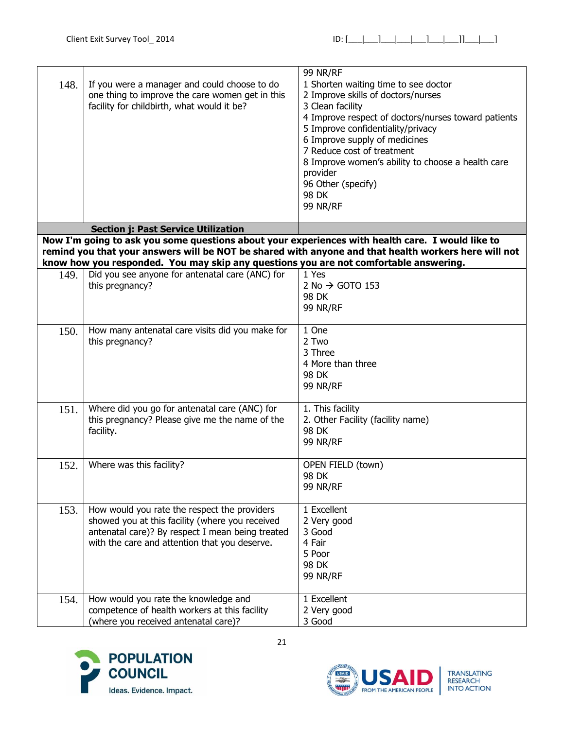|  |  | 99 NR/RF |
|---|---|---|
| 148. | If you were a manager and could choose to do one thing to improve the care women get in this facility for childbirth, what would it be? | 1 Shorten waiting time to see doctor<br>2 Improve skills of doctors/nurses<br>3 Clean facility<br>4 Improve respect of doctors/nurses toward patients<br>5 Improve confidentiality/privacy<br>6 Improve supply of medicines<br>7 Reduce cost of treatment<br>8 Improve women's ability to choose a health care provider<br>96 Other (specify)<br>98 DK<br>99 NR/RF |
|  | **Section j: Past Service Utilization** |  |
| **Now I'm going to ask you some questions about your experiences with health care. I would like to remind you that your answers will be NOT be shared with anyone and that health workers here will not know how you responded. You may skip any questions you are not comfortable answering.** |  |  |
| 149. | Did you see anyone for antenatal care (ANC) for this pregnancy? | 1 Yes<br>2 No → GOTO 153<br>98 DK<br>99 NR/RF |
| 150. | How many antenatal care visits did you make for this pregnancy? | 1 One<br>2 Two<br>3 Three<br>4 More than three<br>98 DK<br>99 NR/RF |
| 151. | Where did you go for antenatal care (ANC) for this pregnancy? Please give me the name of the facility. | 1. This facility<br>2. Other Facility (facility name)<br>98 DK<br>99 NR/RF |
| 152. | Where was this facility? | OPEN FIELD (town)<br>98 DK<br>99 NR/RF |
| 153. | How would you rate the respect the providers showed you at this facility (where you received antenatal care)? By respect I mean being treated with the care and attention that you deserve. | 1 Excellent<br>2 Very good<br>3 Good<br>4 Fair<br>5 Poor<br>98 DK<br>99 NR/RF |
| 154. | How would you rate the knowledge and competence of health workers at this facility (where you received antenatal care)? | 1 Excellent<br>2 Very good<br>3 Good |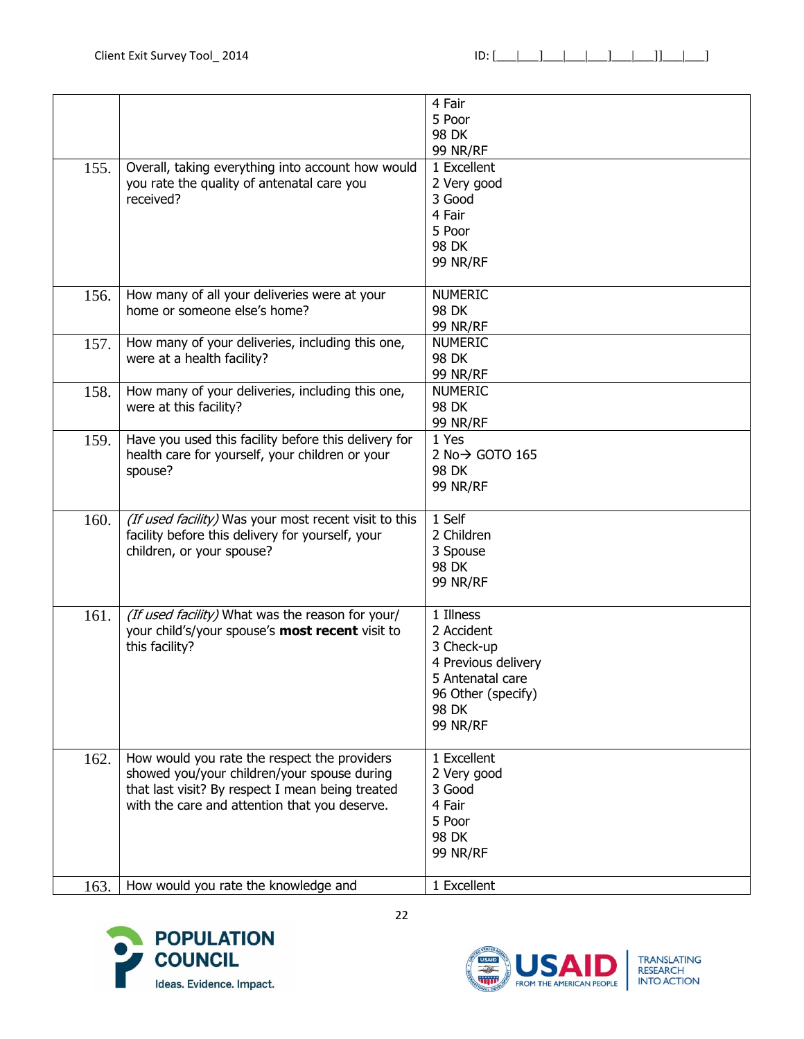| | | |
|---|---|---|
| | | 4 Fair<br>5 Poor<br>98 DK<br>99 NR/RF |
| 155. | Overall, taking everything into account how would you rate the quality of antenatal care you received? | 1 Excellent<br>2 Very good<br>3 Good<br>4 Fair<br>5 Poor<br>98 DK<br>99 NR/RF |
| 156. | How many of all your deliveries were at your home or someone else's home? | NUMERIC<br>98 DK<br>99 NR/RF |
| 157. | How many of your deliveries, including this one, were at a health facility? | NUMERIC<br>98 DK<br>99 NR/RF |
| 158. | How many of your deliveries, including this one, were at this facility? | NUMERIC<br>98 DK<br>99 NR/RF |
| 159. | Have you used this facility before this delivery for health care for yourself, your children or your spouse? | 1 Yes<br>2 No→ GOTO 165<br>98 DK<br>99 NR/RF |
| 160. | *(If used facility)* Was your most recent visit to this facility before this delivery for yourself, your children, or your spouse? | 1 Self<br>2 Children<br>3 Spouse<br>98 DK<br>99 NR/RF |
| 161. | *(If used facility)* What was the reason for your/ your child's/your spouse's **most recent** visit to this facility? | 1 Illness<br>2 Accident<br>3 Check-up<br>4 Previous delivery<br>5 Antenatal care<br>96 Other (specify)<br>98 DK<br>99 NR/RF |
| 162. | How would you rate the respect the providers showed you/your children/your spouse during that last visit? By respect I mean being treated with the care and attention that you deserve. | 1 Excellent<br>2 Very good<br>3 Good<br>4 Fair<br>5 Poor<br>98 DK<br>99 NR/RF |
| 163. | How would you rate the knowledge and | 1 Excellent |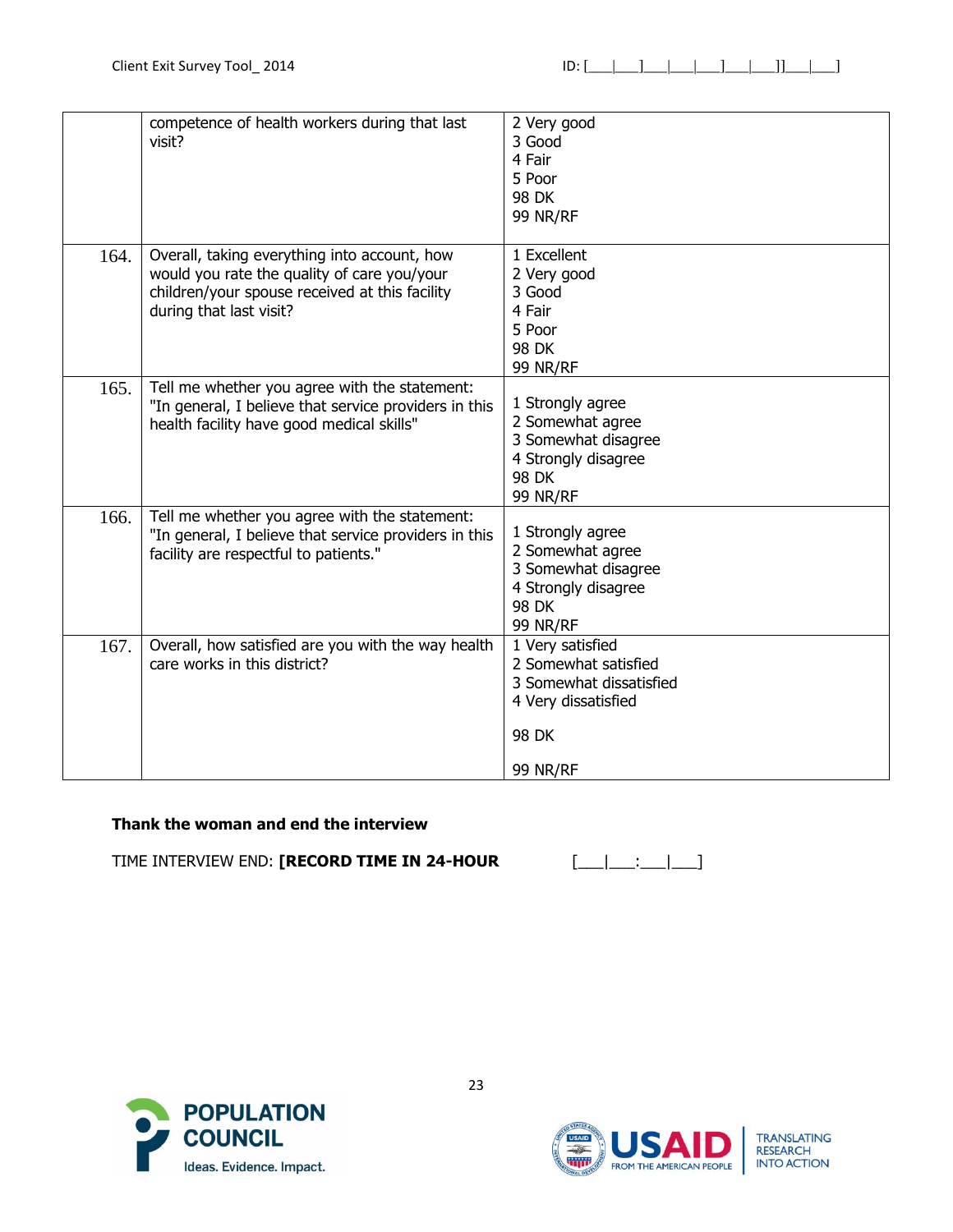| | | |
|---|---|---|
| | competence of health workers during that last visit? | 2 Very good<br>3 Good<br>4 Fair<br>5 Poor<br>98 DK<br>99 NR/RF |
| 164. | Overall, taking everything into account, how would you rate the quality of care you/your children/your spouse received at this facility during that last visit? | 1 Excellent<br>2 Very good<br>3 Good<br>4 Fair<br>5 Poor<br>98 DK<br>99 NR/RF |
| 165. | Tell me whether you agree with the statement: "In general, I believe that service providers in this health facility have good medical skills" | 1 Strongly agree<br>2 Somewhat agree<br>3 Somewhat disagree<br>4 Strongly disagree<br>98 DK<br>99 NR/RF |
| 166. | Tell me whether you agree with the statement: "In general, I believe that service providers in this facility are respectful to patients." | 1 Strongly agree<br>2 Somewhat agree<br>3 Somewhat disagree<br>4 Strongly disagree<br>98 DK<br>99 NR/RF |
| 167. | Overall, how satisfied are you with the way health care works in this district? | 1 Very satisfied<br>2 Somewhat satisfied<br>3 Somewhat dissatisfied<br>4 Very dissatisfied<br>98 DK<br>99 NR/RF |

**Thank the woman and end the interview**

TIME INTERVIEW END: **[RECORD TIME IN 24-HOUR** [___|___:___|___]